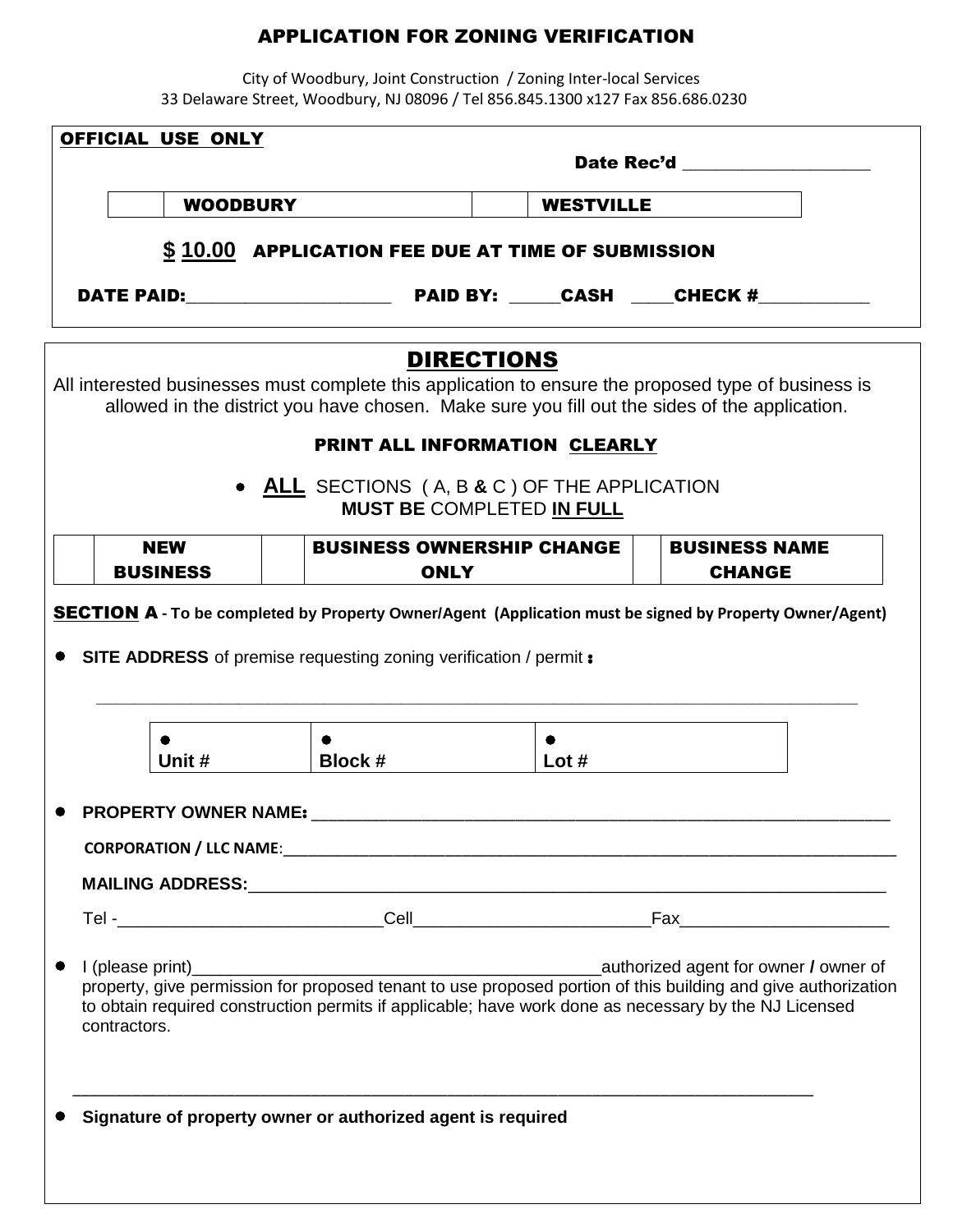# APPLICATION FOR ZONING VERIFICATION

City of Woodbury, Joint Construction / Zoning Inter-local Services
33 Delaware Street, Woodbury, NJ 08096 / Tel 856.845.1300 x127 Fax 856.686.0230

**OFFICIAL USE ONLY**

**Date Rec'd** ___________________

| | WOODBURY | | WESTVILLE |
|---|---|---|---|

**$ 10.00 APPLICATION FEE DUE AT TIME OF SUBMISSION**

**DATE PAID:**______________________ **PAID BY:** _____**CASH** ____**CHECK #**____________

## DIRECTIONS

All interested businesses must complete this application to ensure the proposed type of business is allowed in the district you have chosen. Make sure you fill out the sides of the application.

**PRINT ALL INFORMATION CLEARLY**

- **ALL** SECTIONS ( A, B **&** C ) OF THE APPLICATION **MUST BE** COMPLETED **IN FULL**

| | NEW BUSINESS | | BUSINESS OWNERSHIP CHANGE ONLY | | BUSINESS NAME CHANGE |
|---|---|---|---|---|---|

**SECTION A - To be completed by Property Owner/Agent (Application must be signed by Property Owner/Agent)**

- **SITE ADDRESS** of premise requesting zoning verification / permit **:**

  ________________________________________________________________________________

| • Unit # | • Block # | • Lot # |
|---|---|---|

- **PROPERTY OWNER NAME:** ____________________________________________________________

  **CORPORATION / LLC NAME**:___________________________________________________________

  **MAILING ADDRESS:**________________________________________________________________

  Tel -___________________________Cell________________________Fax_____________________

- I (please print)__________________________________________authorized agent for owner **/** owner of property, give permission for proposed tenant to use proposed portion of this building and give authorization to obtain required construction permits if applicable; have work done as necessary by the NJ Licensed contractors.

  ________________________________________________________________________________

- **Signature of property owner or authorized agent is required**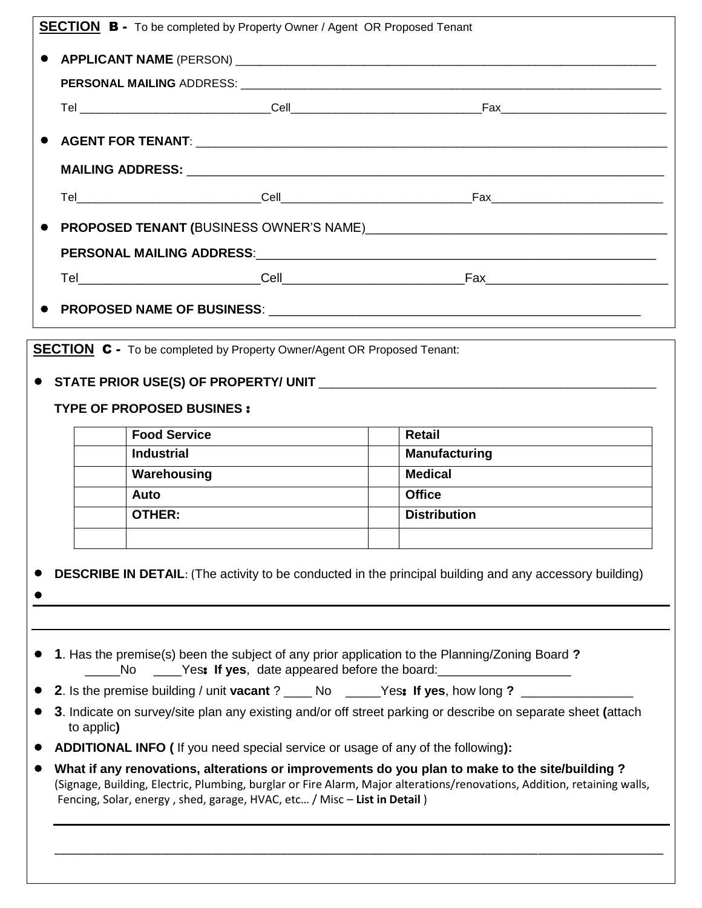**SECTION B -** To be completed by Property Owner / Agent OR Proposed Tenant

- **APPLICANT NAME** (PERSON) ______________________________________________

  **PERSONAL MAILING** ADDRESS: ______________________________________________

  Tel ____________________ Cell ____________________ Fax ____________________

- **AGENT FOR TENANT**: ______________________________________________

  **MAILING ADDRESS:** ______________________________________________

  Tel ____________________ Cell ____________________ Fax ____________________

- **PROPOSED TENANT (**BUSINESS OWNER'S NAME) ______________________________________________

  **PERSONAL MAILING ADDRESS**: ______________________________________________

  Tel ____________________ Cell ____________________ Fax ____________________

- **PROPOSED NAME OF BUSINESS**: ______________________________________________

**SECTION C -** To be completed by Property Owner/Agent OR Proposed Tenant:

- **STATE PRIOR USE(S) OF PROPERTY/ UNIT** ______________________________________________

  **TYPE OF PROPOSED BUSINES :**

| | | | |
|---|---|---|---|
| | **Food Service** | | **Retail** |
| | **Industrial** | | **Manufacturing** |
| | **Warehousing** | | **Medical** |
| | **Auto** | | **Office** |
| | **OTHER:** | | **Distribution** |
| | | | |

- **DESCRIBE IN DETAIL**: (The activity to be conducted in the principal building and any accessory building)
- ______________________________________________

______________________________________________

- **1**. Has the premise(s) been the subject of any prior application to the Planning/Zoning Board **?**
  _____No ____Yes**: If yes**, date appeared before the board:___________________
- **2**. Is the premise building / unit **vacant** ? ____ No _____Yes**: If yes**, how long **?** ________________
- **3**. Indicate on survey/site plan any existing and/or off street parking or describe on separate sheet **(**attach to applic**)**
- **ADDITIONAL INFO (** If you need special service or usage of any of the following**):**
- **What if any renovations, alterations or improvements do you plan to make to the site/building ?** (Signage, Building, Electric, Plumbing, burglar or Fire Alarm, Major alterations/renovations, Addition, retaining walls, Fencing, Solar, energy , shed, garage, HVAC, etc… / Misc – **List in Detail** )

______________________________________________

______________________________________________